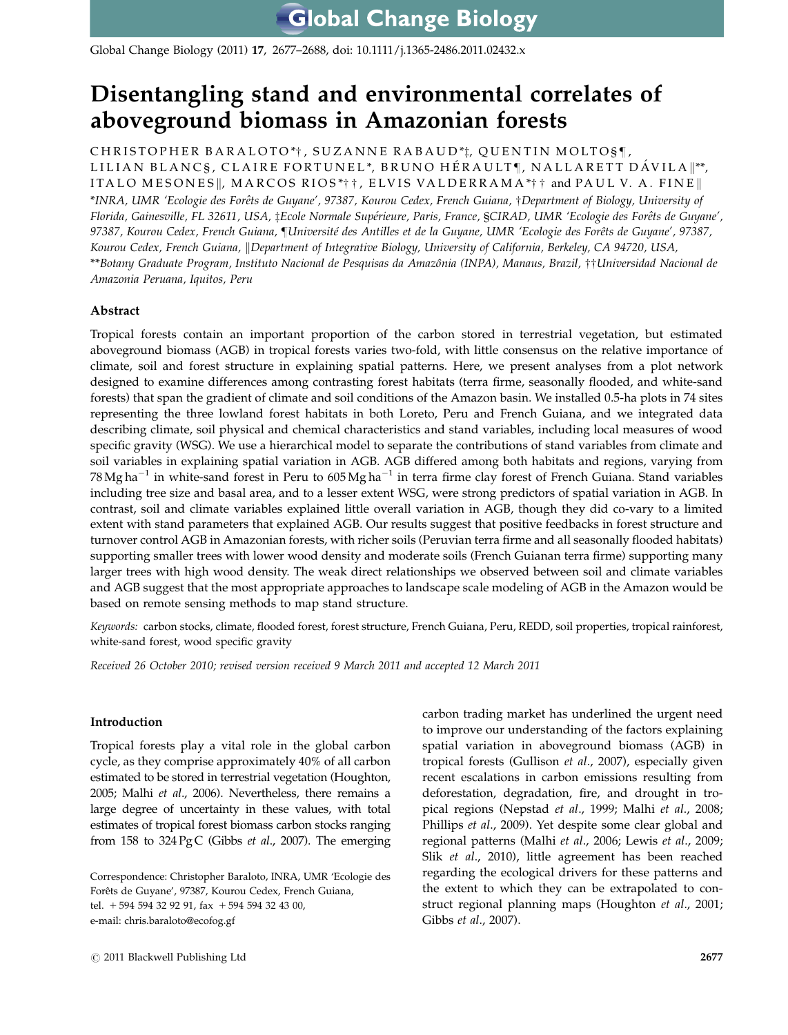# Disentangling stand and environmental correlates of aboveground biomass in Amazonian forests

CHRISTOPHER BARALOTO*†, SUZANNE RABAUD*‡, QUENTIN MOLTO§¶, LILIAN BLANC§, CLAIRE FORTUNEL*, BRUNO HÉRAULT¶, NALLARETT DÁVILA‖**, ITALO MESONES‖, MARCOS RIOS*††, ELVIS VALDERRAMA*†† and PAUL V. A. FINE‖

*INRA, UMR 'Ecologie des Forêts de Guyane', 97387, Kourou Cedex, French Guiana, †Department of Biology, University of Florida, Gainesville, FL 32611, USA, ‡Ecole Normale Supérieure, Paris, France, §CIRAD, UMR 'Ecologie des Forêts de Guyane', 97387, Kourou Cedex, French Guiana, ¶Université des Antilles et de la Guyane, UMR 'Ecologie des Forêts de Guyane', 97387, Kourou Cedex, French Guiana, ‖Department of Integrative Biology, University of California, Berkeley, CA 94720, USA, **Botany Graduate Program, Instituto Nacional de Pesquisas da Amazônia (INPA), Manaus, Brazil, ††Universidad Nacional de Amazonia Peruana, Iquitos, Peru

## Abstract

Tropical forests contain an important proportion of the carbon stored in terrestrial vegetation, but estimated aboveground biomass (AGB) in tropical forests varies two-fold, with little consensus on the relative importance of climate, soil and forest structure in explaining spatial patterns. Here, we present analyses from a plot network designed to examine differences among contrasting forest habitats (terra firme, seasonally flooded, and white-sand forests) that span the gradient of climate and soil conditions of the Amazon basin. We installed 0.5-ha plots in 74 sites representing the three lowland forest habitats in both Loreto, Peru and French Guiana, and we integrated data describing climate, soil physical and chemical characteristics and stand variables, including local measures of wood specific gravity (WSG). We use a hierarchical model to separate the contributions of stand variables from climate and soil variables in explaining spatial variation in AGB. AGB differed among both habitats and regions, varying from 78 Mg ha$^{-1}$ in white-sand forest in Peru to 605 Mg ha$^{-1}$ in terra firme clay forest of French Guiana. Stand variables including tree size and basal area, and to a lesser extent WSG, were strong predictors of spatial variation in AGB. In contrast, soil and climate variables explained little overall variation in AGB, though they did co-vary to a limited extent with stand parameters that explained AGB. Our results suggest that positive feedbacks in forest structure and turnover control AGB in Amazonian forests, with richer soils (Peruvian terra firme and all seasonally flooded habitats) supporting smaller trees with lower wood density and moderate soils (French Guianan terra firme) supporting many larger trees with high wood density. The weak direct relationships we observed between soil and climate variables and AGB suggest that the most appropriate approaches to landscape scale modeling of AGB in the Amazon would be based on remote sensing methods to map stand structure.

*Keywords:* carbon stocks, climate, flooded forest, forest structure, French Guiana, Peru, REDD, soil properties, tropical rainforest, white-sand forest, wood specific gravity

*Received 26 October 2010; revised version received 9 March 2011 and accepted 12 March 2011*

## Introduction

Tropical forests play a vital role in the global carbon cycle, as they comprise approximately 40% of all carbon estimated to be stored in terrestrial vegetation (Houghton, 2005; Malhi *et al*., 2006). Nevertheless, there remains a large degree of uncertainty in these values, with total estimates of tropical forest biomass carbon stocks ranging from 158 to 324 Pg C (Gibbs *et al*., 2007). The emerging carbon trading market has underlined the urgent need to improve our understanding of the factors explaining spatial variation in aboveground biomass (AGB) in tropical forests (Gullison *et al*., 2007), especially given recent escalations in carbon emissions resulting from deforestation, degradation, fire, and drought in tropical regions (Nepstad *et al*., 1999; Malhi *et al*., 2008; Phillips *et al*., 2009). Yet despite some clear global and regional patterns (Malhi *et al*., 2006; Lewis *et al*., 2009; Slik *et al*., 2010), little agreement has been reached regarding the ecological drivers for these patterns and the extent to which they can be extrapolated to construct regional planning maps (Houghton *et al*., 2001; Gibbs *et al*., 2007).

Correspondence: Christopher Baraloto, INRA, UMR 'Ecologie des Forêts de Guyane', 97387, Kourou Cedex, French Guiana, tel. +594 594 32 92 91, fax +594 594 32 43 00, e-mail: chris.baraloto@ecofog.gf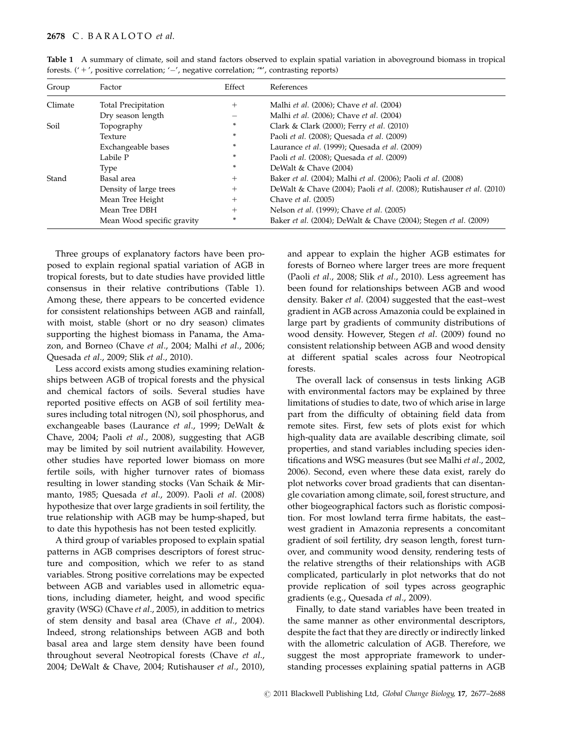**Table 1** A summary of climate, soil and stand factors observed to explain spatial variation in aboveground biomass in tropical forests. ('+', positive correlation; '−', negative correlation; '*', contrasting reports)

| Group | Factor | Effect | References |
|---|---|---|---|
| Climate | Total Precipitation | + | Malhi *et al.* (2006); Chave *et al.* (2004) |
| | Dry season length | − | Malhi *et al.* (2006); Chave *et al.* (2004) |
| Soil | Topography | * | Clark & Clark (2000); Ferry *et al.* (2010) |
| | Texture | * | Paoli *et al.* (2008); Quesada *et al.* (2009) |
| | Exchangeable bases | * | Laurance *et al.* (1999); Quesada *et al.* (2009) |
| | Labile P | * | Paoli *et al.* (2008); Quesada *et al.* (2009) |
| | Type | * | DeWalt & Chave (2004) |
| Stand | Basal area | + | Baker *et al.* (2004); Malhi *et al.* (2006); Paoli *et al.* (2008) |
| | Density of large trees | + | DeWalt & Chave (2004); Paoli *et al.* (2008); Rutishauser *et al.* (2010) |
| | Mean Tree Height | + | Chave *et al.* (2005) |
| | Mean Tree DBH | + | Nelson *et al.* (1999); Chave *et al.* (2005) |
| | Mean Wood specific gravity | * | Baker *et al.* (2004); DeWalt & Chave (2004); Stegen *et al.* (2009) |

Three groups of explanatory factors have been proposed to explain regional spatial variation of AGB in tropical forests, but to date studies have provided little consensus in their relative contributions (Table 1). Among these, there appears to be concerted evidence for consistent relationships between AGB and rainfall, with moist, stable (short or no dry season) climates supporting the highest biomass in Panama, the Amazon, and Borneo (Chave *et al.*, 2004; Malhi *et al.*, 2006; Quesada *et al.*, 2009; Slik *et al.*, 2010).

Less accord exists among studies examining relationships between AGB of tropical forests and the physical and chemical factors of soils. Several studies have reported positive effects on AGB of soil fertility measures including total nitrogen (N), soil phosphorus, and exchangeable bases (Laurance *et al.*, 1999; DeWalt & Chave, 2004; Paoli *et al.*, 2008), suggesting that AGB may be limited by soil nutrient availability. However, other studies have reported lower biomass on more fertile soils, with higher turnover rates of biomass resulting in lower standing stocks (Van Schaik & Mirmanto, 1985; Quesada *et al.*, 2009). Paoli *et al.* (2008) hypothesize that over large gradients in soil fertility, the true relationship with AGB may be hump-shaped, but to date this hypothesis has not been tested explicitly.

A third group of variables proposed to explain spatial patterns in AGB comprises descriptors of forest structure and composition, which we refer to as stand variables. Strong positive correlations may be expected between AGB and variables used in allometric equations, including diameter, height, and wood specific gravity (WSG) (Chave *et al.*, 2005), in addition to metrics of stem density and basal area (Chave *et al.*, 2004). Indeed, strong relationships between AGB and both basal area and large stem density have been found throughout several Neotropical forests (Chave *et al.*, 2004; DeWalt & Chave, 2004; Rutishauser *et al.*, 2010), and appear to explain the higher AGB estimates for forests of Borneo where larger trees are more frequent (Paoli *et al.*, 2008; Slik *et al.*, 2010). Less agreement has been found for relationships between AGB and wood density. Baker *et al.* (2004) suggested that the east–west gradient in AGB across Amazonia could be explained in large part by gradients of community distributions of wood density. However, Stegen *et al.* (2009) found no consistent relationship between AGB and wood density at different spatial scales across four Neotropical forests.

The overall lack of consensus in tests linking AGB with environmental factors may be explained by three limitations of studies to date, two of which arise in large part from the difficulty of obtaining field data from remote sites. First, few sets of plots exist for which high-quality data are available describing climate, soil properties, and stand variables including species identifications and WSG measures (but see Malhi *et al.*, 2002, 2006). Second, even where these data exist, rarely do plot networks cover broad gradients that can disentangle covariation among climate, soil, forest structure, and other biogeographical factors such as floristic composition. For most lowland terra firme habitats, the east–west gradient in Amazonia represents a concomitant gradient of soil fertility, dry season length, forest turnover, and community wood density, rendering tests of the relative strengths of their relationships with AGB complicated, particularly in plot networks that do not provide replication of soil types across geographic gradients (e.g., Quesada *et al.*, 2009).

Finally, to date stand variables have been treated in the same manner as other environmental descriptors, despite the fact that they are directly or indirectly linked with the allometric calculation of AGB. Therefore, we suggest the most appropriate framework to understanding processes explaining spatial patterns in AGB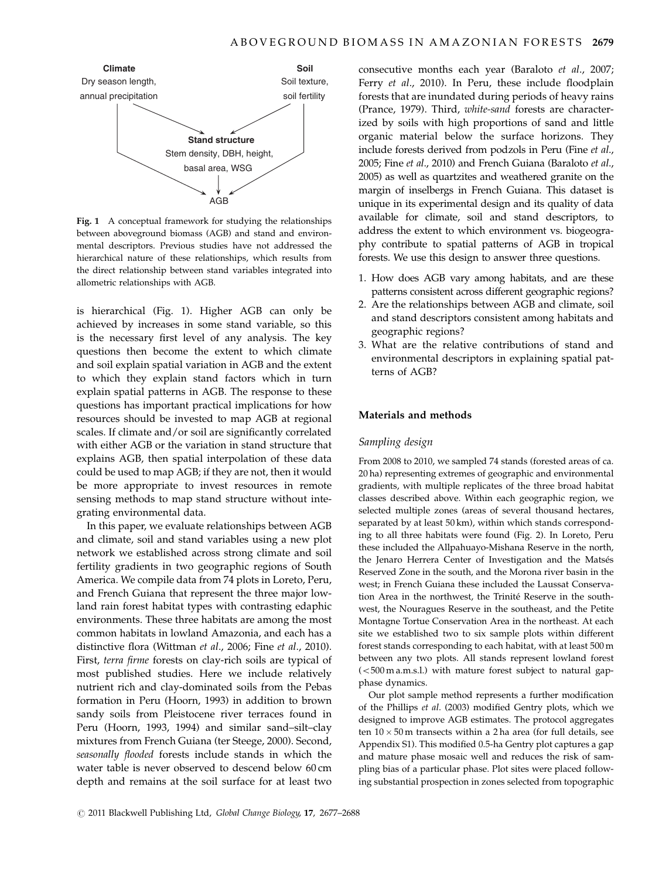**Fig. 1** A conceptual framework for studying the relationships between aboveground biomass (AGB) and stand and environmental descriptors. Previous studies have not addressed the hierarchical nature of these relationships, which results from the direct relationship between stand variables integrated into allometric relationships with AGB.

is hierarchical (Fig. 1). Higher AGB can only be achieved by increases in some stand variable, so this is the necessary first level of any analysis. The key questions then become the extent to which climate and soil explain spatial variation in AGB and the extent to which they explain stand factors which in turn explain spatial patterns in AGB. The response to these questions has important practical implications for how resources should be invested to map AGB at regional scales. If climate and/or soil are significantly correlated with either AGB or the variation in stand structure that explains AGB, then spatial interpolation of these data could be used to map AGB; if they are not, then it would be more appropriate to invest resources in remote sensing methods to map stand structure without integrating environmental data.

In this paper, we evaluate relationships between AGB and climate, soil and stand variables using a new plot network we established across strong climate and soil fertility gradients in two geographic regions of South America. We compile data from 74 plots in Loreto, Peru, and French Guiana that represent the three major lowland rain forest habitat types with contrasting edaphic environments. These three habitats are among the most common habitats in lowland Amazonia, and each has a distinctive flora (Wittman *et al*., 2006; Fine *et al*., 2010). First, *terra firme* forests on clay-rich soils are typical of most published studies. Here we include relatively nutrient rich and clay-dominated soils from the Pebas formation in Peru (Hoorn, 1993) in addition to brown sandy soils from Pleistocene river terraces found in Peru (Hoorn, 1993, 1994) and similar sand–silt–clay mixtures from French Guiana (ter Steege, 2000). Second, *seasonally flooded* forests include stands in which the water table is never observed to descend below 60 cm depth and remains at the soil surface for at least two consecutive months each year (Baraloto *et al*., 2007; Ferry *et al*., 2010). In Peru, these include floodplain forests that are inundated during periods of heavy rains (Prance, 1979). Third, *white-sand* forests are characterized by soils with high proportions of sand and little organic material below the surface horizons. They include forests derived from podzols in Peru (Fine *et al*., 2005; Fine *et al*., 2010) and French Guiana (Baraloto *et al*., 2005) as well as quartzites and weathered granite on the margin of inselbergs in French Guiana. This dataset is unique in its experimental design and its quality of data available for climate, soil and stand descriptors, to address the extent to which environment vs. biogeography contribute to spatial patterns of AGB in tropical forests. We use this design to answer three questions.

1. How does AGB vary among habitats, and are these patterns consistent across different geographic regions?
2. Are the relationships between AGB and climate, soil and stand descriptors consistent among habitats and geographic regions?
3. What are the relative contributions of stand and environmental descriptors in explaining spatial patterns of AGB?

## Materials and methods

### Sampling design

From 2008 to 2010, we sampled 74 stands (forested areas of ca. 20 ha) representing extremes of geographic and environmental gradients, with multiple replicates of the three broad habitat classes described above. Within each geographic region, we selected multiple zones (areas of several thousand hectares, separated by at least 50 km), within which stands corresponding to all three habitats were found (Fig. 2). In Loreto, Peru these included the Allpahuayo-Mishana Reserve in the north, the Jenaro Herrera Center of Investigation and the Matsés Reserved Zone in the south, and the Morona river basin in the west; in French Guiana these included the Laussat Conservation Area in the northwest, the Trinité Reserve in the southwest, the Nouragues Reserve in the southeast, and the Petite Montagne Tortue Conservation Area in the northeast. At each site we established two to six sample plots within different forest stands corresponding to each habitat, with at least 500 m between any two plots. All stands represent lowland forest (<500 m a.m.s.l.) with mature forest subject to natural gap-phase dynamics.

Our plot sample method represents a further modification of the Phillips *et al*. (2003) modified Gentry plots, which we designed to improve AGB estimates. The protocol aggregates ten $10 \times 50$ m transects within a 2 ha area (for full details, see Appendix S1). This modified 0.5-ha Gentry plot captures a gap and mature phase mosaic well and reduces the risk of sampling bias of a particular phase. Plot sites were placed following substantial prospection in zones selected from topographic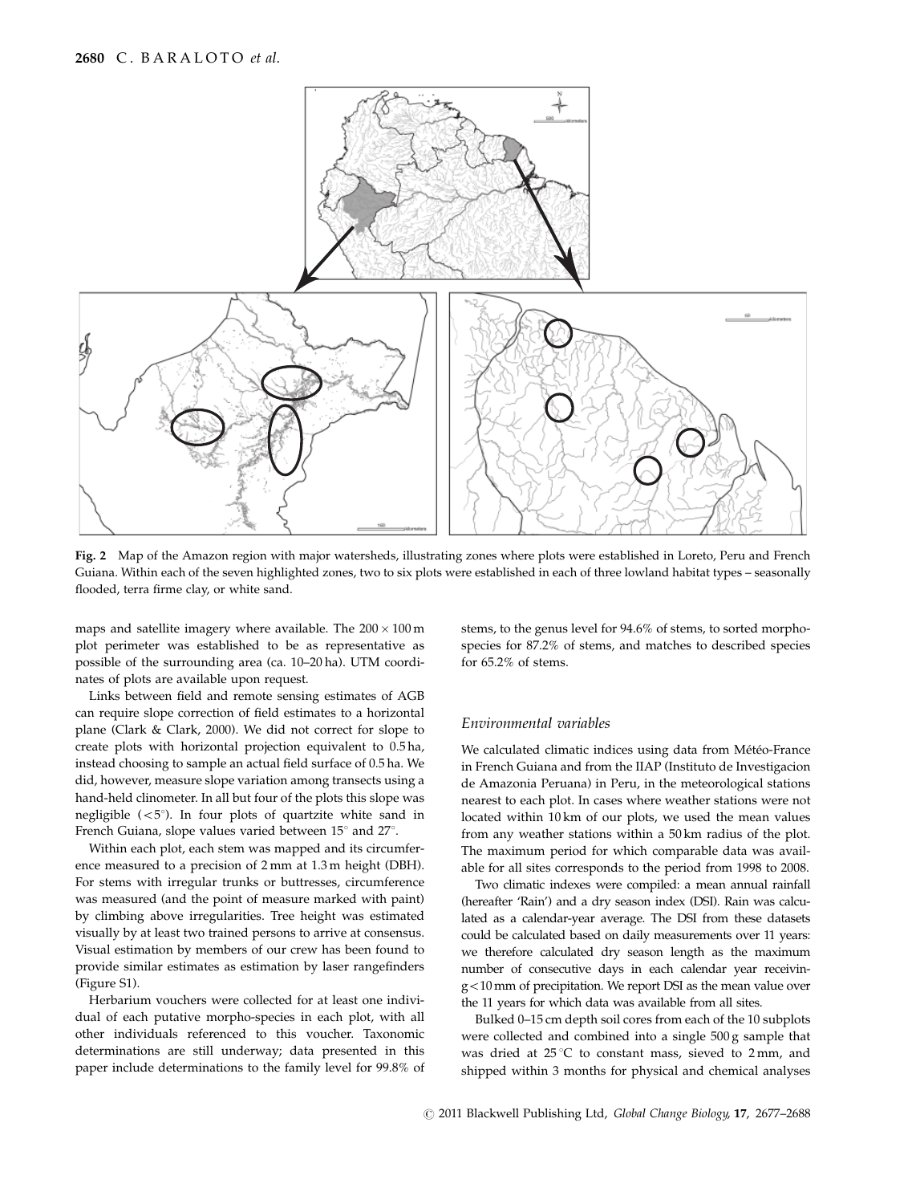Fig. 2 Map of the Amazon region with major watersheds, illustrating zones where plots were established in Loreto, Peru and French Guiana. Within each of the seven highlighted zones, two to six plots were established in each of three lowland habitat types – seasonally flooded, terra firme clay, or white sand.

maps and satellite imagery where available. The 200 × 100 m plot perimeter was established to be as representative as possible of the surrounding area (ca. 10–20 ha). UTM coordinates of plots are available upon request.

Links between field and remote sensing estimates of AGB can require slope correction of field estimates to a horizontal plane (Clark & Clark, 2000). We did not correct for slope to create plots with horizontal projection equivalent to 0.5 ha, instead choosing to sample an actual field surface of 0.5 ha. We did, however, measure slope variation among transects using a hand-held clinometer. In all but four of the plots this slope was negligible (<5°). In four plots of quartzite white sand in French Guiana, slope values varied between 15° and 27°.

Within each plot, each stem was mapped and its circumference measured to a precision of 2 mm at 1.3 m height (DBH). For stems with irregular trunks or buttresses, circumference was measured (and the point of measure marked with paint) by climbing above irregularities. Tree height was estimated visually by at least two trained persons to arrive at consensus. Visual estimation by members of our crew has been found to provide similar estimates as estimation by laser rangefinders (Figure S1).

Herbarium vouchers were collected for at least one individual of each putative morpho-species in each plot, with all other individuals referenced to this voucher. Taxonomic determinations are still underway; data presented in this paper include determinations to the family level for 99.8% of stems, to the genus level for 94.6% of stems, to sorted morpho-species for 87.2% of stems, and matches to described species for 65.2% of stems.

### Environmental variables

We calculated climatic indices using data from Météo-France in French Guiana and from the IIAP (Instituto de Investigacion de Amazonia Peruana) in Peru, in the meteorological stations nearest to each plot. In cases where weather stations were not located within 10 km of our plots, we used the mean values from any weather stations within a 50 km radius of the plot. The maximum period for which comparable data was available for all sites corresponds to the period from 1998 to 2008.

Two climatic indexes were compiled: a mean annual rainfall (hereafter 'Rain') and a dry season index (DSI). Rain was calculated as a calendar-year average. The DSI from these datasets could be calculated based on daily measurements over 11 years: we therefore calculated dry season length as the maximum number of consecutive days in each calendar year receiving <10 mm of precipitation. We report DSI as the mean value over the 11 years for which data was available from all sites.

Bulked 0–15 cm depth soil cores from each of the 10 subplots were collected and combined into a single 500 g sample that was dried at 25 °C to constant mass, sieved to 2 mm, and shipped within 3 months for physical and chemical analyses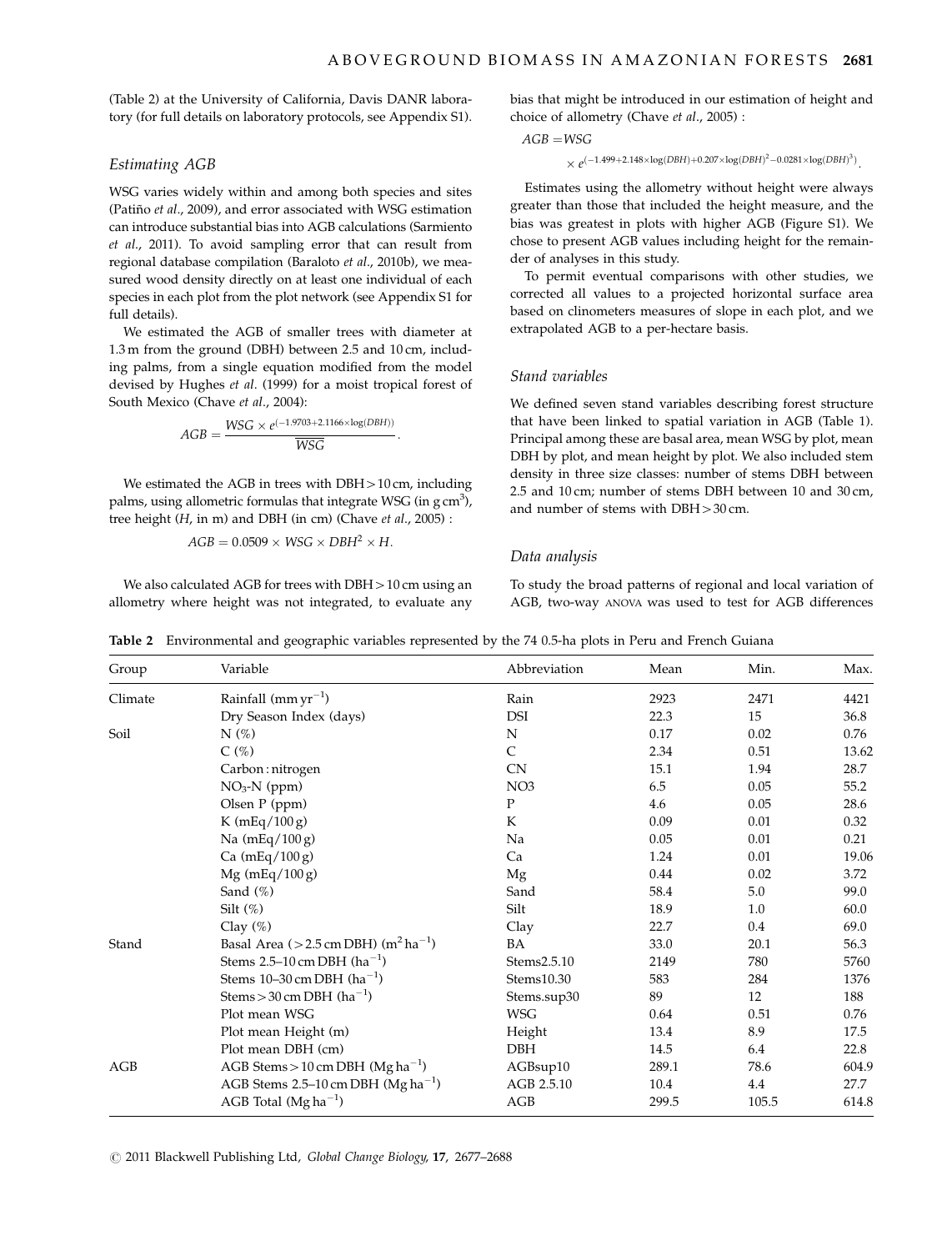(Table 2) at the University of California, Davis DANR laboratory (for full details on laboratory protocols, see Appendix S1).

### Estimating AGB

WSG varies widely within and among both species and sites (Patiño *et al*., 2009), and error associated with WSG estimation can introduce substantial bias into AGB calculations (Sarmiento *et al*., 2011). To avoid sampling error that can result from regional database compilation (Baraloto *et al*., 2010b), we measured wood density directly on at least one individual of each species in each plot from the plot network (see Appendix S1 for full details).

We estimated the AGB of smaller trees with diameter at 1.3 m from the ground (DBH) between 2.5 and 10 cm, including palms, from a single equation modified from the model devised by Hughes *et al*. (1999) for a moist tropical forest of South Mexico (Chave *et al*., 2004):

$$AGB = \frac{WSG \times e^{(-1.9703+2.1166\times\log(DBH))}}{\overline{WSG}}.$$

We estimated the AGB in trees with DBH > 10 cm, including palms, using allometric formulas that integrate WSG (in g cm$^3$), tree height ($H$, in m) and DBH (in cm) (Chave *et al*., 2005) :

$$AGB = 0.0509 \times WSG \times DBH^2 \times H.$$

We also calculated AGB for trees with DBH > 10 cm using an allometry where height was not integrated, to evaluate any bias that might be introduced in our estimation of height and choice of allometry (Chave *et al*., 2005) :

$$AGB = WSG \times e^{(-1.499+2.148\times\log(DBH)+0.207\times\log(DBH)^2-0.0281\times\log(DBH)^3)}.$$

Estimates using the allometry without height were always greater than those that included the height measure, and the bias was greatest in plots with higher AGB (Figure S1). We chose to present AGB values including height for the remainder of analyses in this study.

To permit eventual comparisons with other studies, we corrected all values to a projected horizontal surface area based on clinometers measures of slope in each plot, and we extrapolated AGB to a per-hectare basis.

### Stand variables

We defined seven stand variables describing forest structure that have been linked to spatial variation in AGB (Table 1). Principal among these are basal area, mean WSG by plot, mean DBH by plot, and mean height by plot. We also included stem density in three size classes: number of stems DBH between 2.5 and 10 cm; number of stems DBH between 10 and 30 cm, and number of stems with DBH > 30 cm.

### Data analysis

To study the broad patterns of regional and local variation of AGB, two-way ANOVA was used to test for AGB differences

**Table 2** Environmental and geographic variables represented by the 74 0.5-ha plots in Peru and French Guiana

| Group | Variable | Abbreviation | Mean | Min. | Max. |
|---|---|---|---|---|---|
| Climate | Rainfall (mm yr$^{-1}$) | Rain | 2923 | 2471 | 4421 |
| | Dry Season Index (days) | DSI | 22.3 | 15 | 36.8 |
| Soil | N (%) | N | 0.17 | 0.02 | 0.76 |
| | C (%) | C | 2.34 | 0.51 | 13.62 |
| | Carbon : nitrogen | CN | 15.1 | 1.94 | 28.7 |
| | $NO_3$-N (ppm) | NO3 | 6.5 | 0.05 | 55.2 |
| | Olsen P (ppm) | P | 4.6 | 0.05 | 28.6 |
| | K (mEq/100 g) | K | 0.09 | 0.01 | 0.32 |
| | Na (mEq/100 g) | Na | 0.05 | 0.01 | 0.21 |
| | Ca (mEq/100 g) | Ca | 1.24 | 0.01 | 19.06 |
| | Mg (mEq/100 g) | Mg | 0.44 | 0.02 | 3.72 |
| | Sand (%) | Sand | 58.4 | 5.0 | 99.0 |
| | Silt (%) | Silt | 18.9 | 1.0 | 60.0 |
| | Clay (%) | Clay | 22.7 | 0.4 | 69.0 |
| Stand | Basal Area (> 2.5 cm DBH) (m$^2$ ha$^{-1}$) | BA | 33.0 | 20.1 | 56.3 |
| | Stems 2.5–10 cm DBH (ha$^{-1}$) | Stems2.5.10 | 2149 | 780 | 5760 |
| | Stems 10–30 cm DBH (ha$^{-1}$) | Stems10.30 | 583 | 284 | 1376 |
| | Stems > 30 cm DBH (ha$^{-1}$) | Stems.sup30 | 89 | 12 | 188 |
| | Plot mean WSG | WSG | 0.64 | 0.51 | 0.76 |
| | Plot mean Height (m) | Height | 13.4 | 8.9 | 17.5 |
| | Plot mean DBH (cm) | DBH | 14.5 | 6.4 | 22.8 |
| AGB | AGB Stems > 10 cm DBH (Mg ha$^{-1}$) | AGBsup10 | 289.1 | 78.6 | 604.9 |
| | AGB Stems 2.5–10 cm DBH (Mg ha$^{-1}$) | AGB 2.5.10 | 10.4 | 4.4 | 27.7 |
| | AGB Total (Mg ha$^{-1}$) | AGB | 299.5 | 105.5 | 614.8 |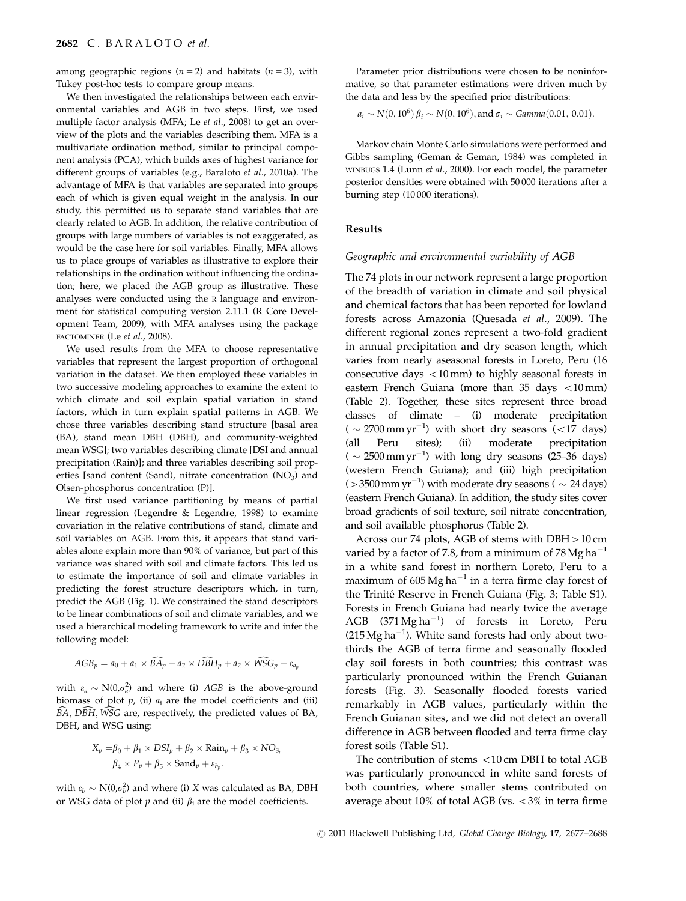among geographic regions ($n = 2$) and habitats ($n = 3$), with Tukey post-hoc tests to compare group means.

We then investigated the relationships between each environmental variables and AGB in two steps. First, we used multiple factor analysis (MFA; Le *et al*., 2008) to get an overview of the plots and the variables describing them. MFA is a multivariate ordination method, similar to principal component analysis (PCA), which builds axes of highest variance for different groups of variables (e.g., Baraloto *et al*., 2010a). The advantage of MFA is that variables are separated into groups each of which is given equal weight in the analysis. In our study, this permitted us to separate stand variables that are clearly related to AGB. In addition, the relative contribution of groups with large numbers of variables is not exaggerated, as would be the case here for soil variables. Finally, MFA allows us to place groups of variables as illustrative to explore their relationships in the ordination without influencing the ordination; here, we placed the AGB group as illustrative. These analyses were conducted using the R language and environment for statistical computing version 2.11.1 (R Core Development Team, 2009), with MFA analyses using the package FACTOMINER (Le *et al*., 2008).

We used results from the MFA to choose representative variables that represent the largest proportion of orthogonal variation in the dataset. We then employed these variables in two successive modeling approaches to examine the extent to which climate and soil explain spatial variation in stand factors, which in turn explain spatial patterns in AGB. We chose three variables describing stand structure [basal area (BA), stand mean DBH (DBH), and community-weighted mean WSG]; two variables describing climate [DSI and annual precipitation (Rain)]; and three variables describing soil properties [sand content (Sand), nitrate concentration ($NO_3$) and Olsen-phosphorus concentration (P)].

We first used variance partitioning by means of partial linear regression (Legendre & Legendre, 1998) to examine covariation in the relative contributions of stand, climate and soil variables on AGB. From this, it appears that stand variables alone explain more than 90% of variance, but part of this variance was shared with soil and climate factors. This led us to estimate the importance of soil and climate variables in predicting the forest structure descriptors which, in turn, predict the AGB (Fig. 1). We constrained the stand descriptors to be linear combinations of soil and climate variables, and we used a hierarchical modeling framework to write and infer the following model:

$$AGB_p = a_0 + a_1 \times \widehat{BA}_p + a_2 \times \widehat{DBH}_p + a_2 \times \widehat{WSG}_p + \varepsilon_{a_p}$$

with $\varepsilon_a \sim \mathrm{N}(0,\sigma_a^2)$ and where (i) $AGB$ is the above-ground biomass of plot $p$, (ii) $a_i$ are the model coefficients and (iii) $\widehat{BA}$, $\widehat{DBH}$, $\widehat{WSG}$ are, respectively, the predicted values of BA, DBH, and WSG using:

$$X_p = \beta_0 + \beta_1 \times DSI_p + \beta_2 \times \mathrm{Rain}_p + \beta_3 \times NO_{3_p}$$
$$\beta_4 \times P_p + \beta_5 \times \mathrm{Sand}_p + \varepsilon_{b_p},$$

with $\varepsilon_b \sim \mathrm{N}(0,\sigma_b^2)$ and where (i) $X$ was calculated as BA, DBH or WSG data of plot $p$ and (ii) $\beta_i$ are the model coefficients.

Parameter prior distributions were chosen to be noninformative, so that parameter estimations were driven much by the data and less by the specified prior distributions:

$$a_i \sim N(0, 10^6)\ \beta_i \sim N(0, 10^6), \text{and } \sigma_i \sim Gamma(0.01,\ 0.01).$$

Markov chain Monte Carlo simulations were performed and Gibbs sampling (Geman & Geman, 1984) was completed in WINBUGS 1.4 (Lunn *et al*., 2000). For each model, the parameter posterior densities were obtained with 50 000 iterations after a burning step (10 000 iterations).

## Results

### *Geographic and environmental variability of AGB*

The 74 plots in our network represent a large proportion of the breadth of variation in climate and soil physical and chemical factors that has been reported for lowland forests across Amazonia (Quesada *et al*., 2009). The different regional zones represent a two-fold gradient in annual precipitation and dry season length, which varies from nearly aseasonal forests in Loreto, Peru (16 consecutive days <10 mm) to highly seasonal forests in eastern French Guiana (more than 35 days <10 mm) (Table 2). Together, these sites represent three broad classes of climate – (i) moderate precipitation ($\sim 2700\,\mathrm{mm\,yr^{-1}}$) with short dry seasons (<17 days) (all Peru sites); (ii) moderate precipitation ($\sim 2500\,\mathrm{mm\,yr^{-1}}$) with long dry seasons (25–36 days) (western French Guiana); and (iii) high precipitation ($>3500\,\mathrm{mm\,yr^{-1}}$) with moderate dry seasons ($\sim 24$ days) (eastern French Guiana). In addition, the study sites cover broad gradients of soil texture, soil nitrate concentration, and soil available phosphorus (Table 2).

Across our 74 plots, AGB of stems with DBH > 10 cm varied by a factor of 7.8, from a minimum of $78\,\mathrm{Mg\,ha^{-1}}$ in a white sand forest in northern Loreto, Peru to a maximum of $605\,\mathrm{Mg\,ha^{-1}}$ in a terra firme clay forest of the Trinité Reserve in French Guiana (Fig. 3; Table S1). Forests in French Guiana had nearly twice the average AGB ($371\,\mathrm{Mg\,ha^{-1}}$) of forests in Loreto, Peru ($215\,\mathrm{Mg\,ha^{-1}}$). White sand forests had only about two-thirds the AGB of terra firme and seasonally flooded clay soil forests in both countries; this contrast was particularly pronounced within the French Guianan forests (Fig. 3). Seasonally flooded forests varied remarkably in AGB values, particularly within the French Guianan sites, and we did not detect an overall difference in AGB between flooded and terra firme clay forest soils (Table S1).

The contribution of stems <10 cm DBH to total AGB was particularly pronounced in white sand forests of both countries, where smaller stems contributed on average about 10% of total AGB (vs. <3% in terra firme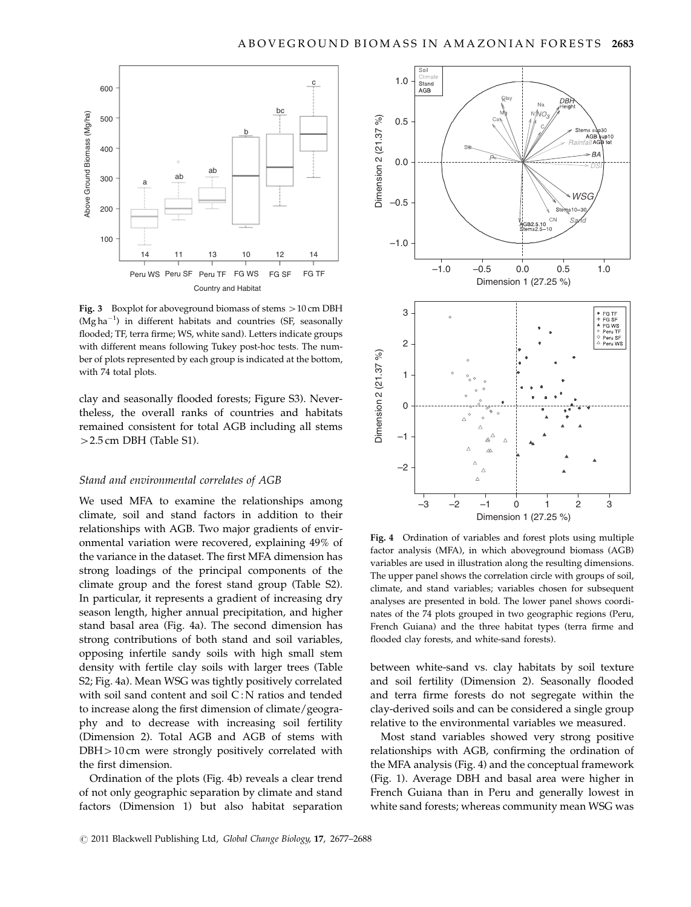**Fig. 3** Boxplot for aboveground biomass of stems >10 cm DBH ($Mg\,ha^{-1}$) in different habitats and countries (SF, seasonally flooded; TF, terra firme; WS, white sand). Letters indicate groups with different means following Tukey post-hoc tests. The number of plots represented by each group is indicated at the bottom, with 74 total plots.

clay and seasonally flooded forests; Figure S3). Nevertheless, the overall ranks of countries and habitats remained consistent for total AGB including all stems >2.5 cm DBH (Table S1).

### Stand and environmental correlates of AGB

We used MFA to examine the relationships among climate, soil and stand factors in addition to their relationships with AGB. Two major gradients of environmental variation were recovered, explaining 49% of the variance in the dataset. The first MFA dimension has strong loadings of the principal components of the climate group and the forest stand group (Table S2). In particular, it represents a gradient of increasing dry season length, higher annual precipitation, and higher stand basal area (Fig. 4a). The second dimension has strong contributions of both stand and soil variables, opposing infertile sandy soils with high small stem density with fertile clay soils with larger trees (Table S2; Fig. 4a). Mean WSG was tightly positively correlated with soil sand content and soil C : N ratios and tended to increase along the first dimension of climate/geography and to decrease with increasing soil fertility (Dimension 2). Total AGB and AGB of stems with DBH>10 cm were strongly positively correlated with the first dimension.

Ordination of the plots (Fig. 4b) reveals a clear trend of not only geographic separation by climate and stand factors (Dimension 1) but also habitat separation

**Fig. 4** Ordination of variables and forest plots using multiple factor analysis (MFA), in which aboveground biomass (AGB) variables are used in illustration along the resulting dimensions. The upper panel shows the correlation circle with groups of soil, climate, and stand variables; variables chosen for subsequent analyses are presented in bold. The lower panel shows coordinates of the 74 plots grouped in two geographic regions (Peru, French Guiana) and the three habitat types (terra firme and flooded clay forests, and white-sand forests).

between white-sand vs. clay habitats by soil texture and soil fertility (Dimension 2). Seasonally flooded and terra firme forests do not segregate within the clay-derived soils and can be considered a single group relative to the environmental variables we measured.

Most stand variables showed very strong positive relationships with AGB, confirming the ordination of the MFA analysis (Fig. 4) and the conceptual framework (Fig. 1). Average DBH and basal area were higher in French Guiana than in Peru and generally lowest in white sand forests; whereas community mean WSG was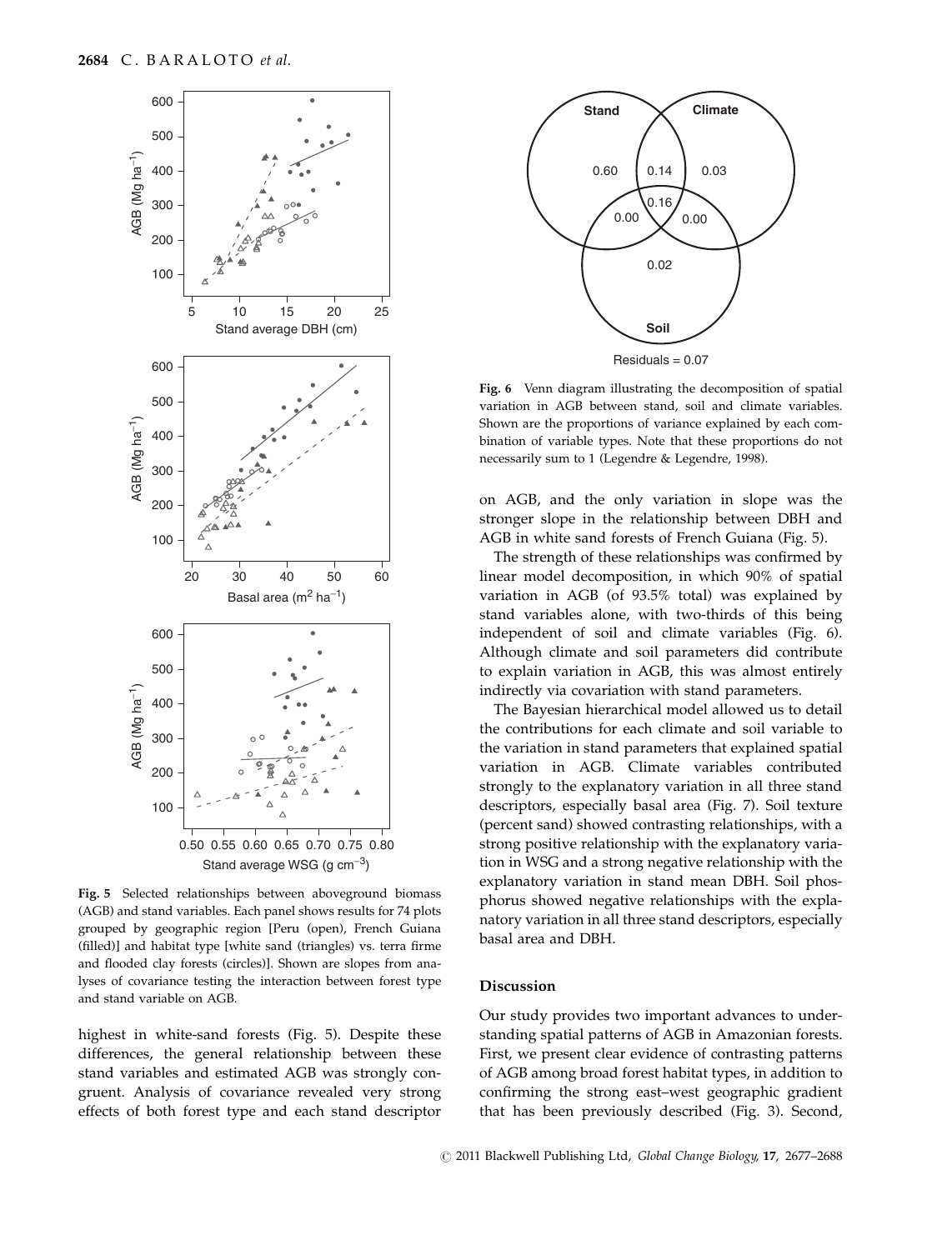Fig. 5 Selected relationships between aboveground biomass (AGB) and stand variables. Each panel shows results for 74 plots grouped by geographic region [Peru (open), French Guiana (filled)] and habitat type [white sand (triangles) vs. terra firme and flooded clay forests (circles)]. Shown are slopes from analyses of covariance testing the interaction between forest type and stand variable on AGB.

Fig. 6 Venn diagram illustrating the decomposition of spatial variation in AGB between stand, soil and climate variables. Shown are the proportions of variance explained by each combination of variable types. Note that these proportions do not necessarily sum to 1 (Legendre & Legendre, 1998).

highest in white-sand forests (Fig. 5). Despite these differences, the general relationship between these stand variables and estimated AGB was strongly congruent. Analysis of covariance revealed very strong effects of both forest type and each stand descriptor on AGB, and the only variation in slope was the stronger slope in the relationship between DBH and AGB in white sand forests of French Guiana (Fig. 5).

The strength of these relationships was confirmed by linear model decomposition, in which 90% of spatial variation in AGB (of 93.5% total) was explained by stand variables alone, with two-thirds of this being independent of soil and climate variables (Fig. 6). Although climate and soil parameters did contribute to explain variation in AGB, this was almost entirely indirectly via covariation with stand parameters.

The Bayesian hierarchical model allowed us to detail the contributions for each climate and soil variable to the variation in stand parameters that explained spatial variation in AGB. Climate variables contributed strongly to the explanatory variation in all three stand descriptors, especially basal area (Fig. 7). Soil texture (percent sand) showed contrasting relationships, with a strong positive relationship with the explanatory variation in WSG and a strong negative relationship with the explanatory variation in stand mean DBH. Soil phosphorus showed negative relationships with the explanatory variation in all three stand descriptors, especially basal area and DBH.

## Discussion

Our study provides two important advances to understanding spatial patterns of AGB in Amazonian forests. First, we present clear evidence of contrasting patterns of AGB among broad forest habitat types, in addition to confirming the strong east–west geographic gradient that has been previously described (Fig. 3). Second,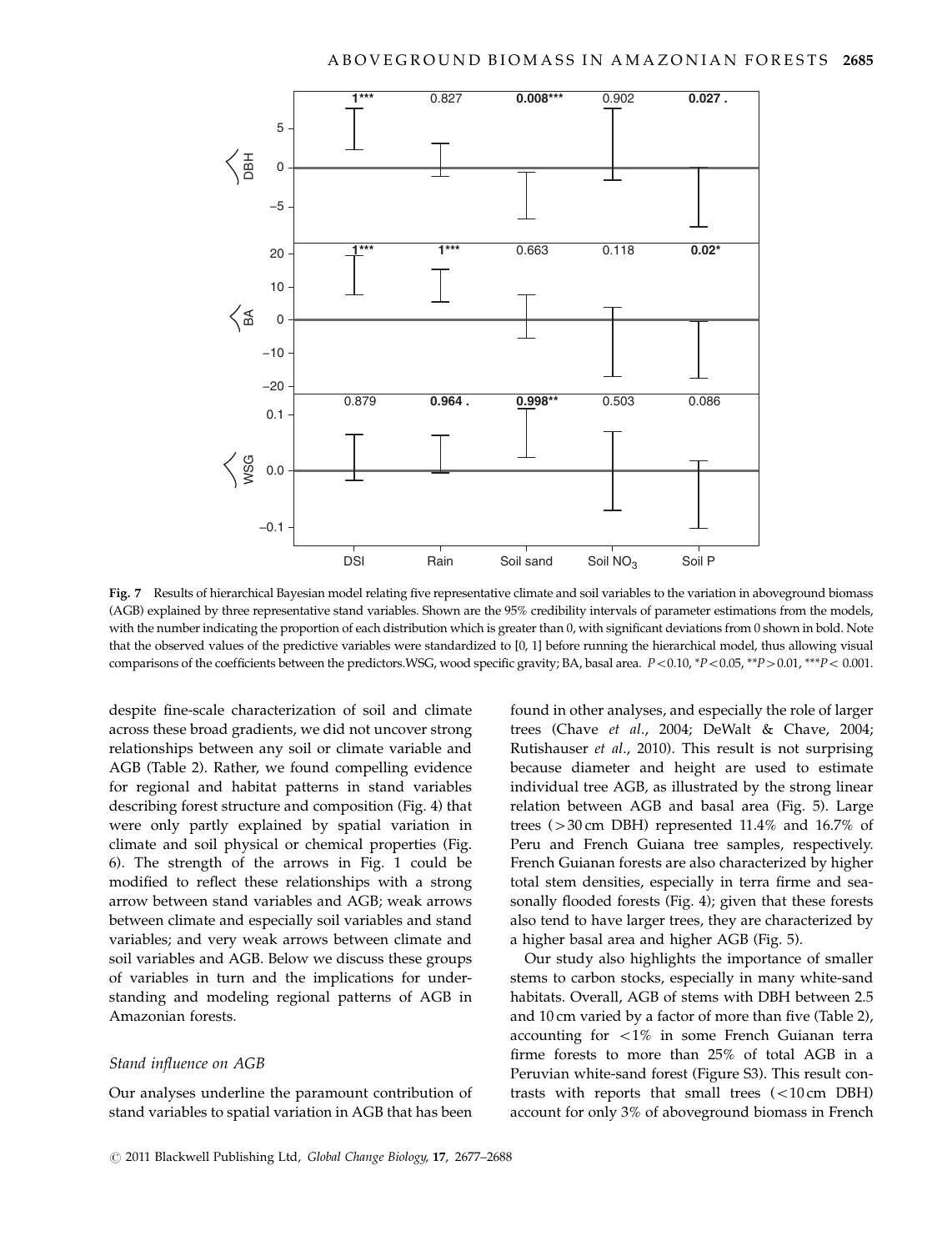Fig. 7 Results of hierarchical Bayesian model relating five representative climate and soil variables to the variation in aboveground biomass (AGB) explained by three representative stand variables. Shown are the 95% credibility intervals of parameter estimations from the models, with the number indicating the proportion of each distribution which is greater than 0, with significant deviations from 0 shown in bold. Note that the observed values of the predictive variables were standardized to [0, 1] before running the hierarchical model, thus allowing visual comparisons of the coefficients between the predictors.WSG, wood specific gravity; BA, basal area. $P<0.10$, \*$P<0.05$, \*\*$P>0.01$, \*\*\*$P<0.001$.

despite fine-scale characterization of soil and climate across these broad gradients, we did not uncover strong relationships between any soil or climate variable and AGB (Table 2). Rather, we found compelling evidence for regional and habitat patterns in stand variables describing forest structure and composition (Fig. 4) that were only partly explained by spatial variation in climate and soil physical or chemical properties (Fig. 6). The strength of the arrows in Fig. 1 could be modified to reflect these relationships with a strong arrow between stand variables and AGB; weak arrows between climate and especially soil variables and stand variables; and very weak arrows between climate and soil variables and AGB. Below we discuss these groups of variables in turn and the implications for understanding and modeling regional patterns of AGB in Amazonian forests.

### *Stand influence on AGB*

Our analyses underline the paramount contribution of stand variables to spatial variation in AGB that has been found in other analyses, and especially the role of larger trees (Chave *et al.*, 2004; DeWalt & Chave, 2004; Rutishauser *et al.*, 2010). This result is not surprising because diameter and height are used to estimate individual tree AGB, as illustrated by the strong linear relation between AGB and basal area (Fig. 5). Large trees (>30 cm DBH) represented 11.4% and 16.7% of Peru and French Guiana tree samples, respectively. French Guianan forests are also characterized by higher total stem densities, especially in terra firme and seasonally flooded forests (Fig. 4); given that these forests also tend to have larger trees, they are characterized by a higher basal area and higher AGB (Fig. 5).

Our study also highlights the importance of smaller stems to carbon stocks, especially in many white-sand habitats. Overall, AGB of stems with DBH between 2.5 and 10 cm varied by a factor of more than five (Table 2), accounting for <1% in some French Guianan terra firme forests to more than 25% of total AGB in a Peruvian white-sand forest (Figure S3). This result contrasts with reports that small trees (<10 cm DBH) account for only 3% of aboveground biomass in French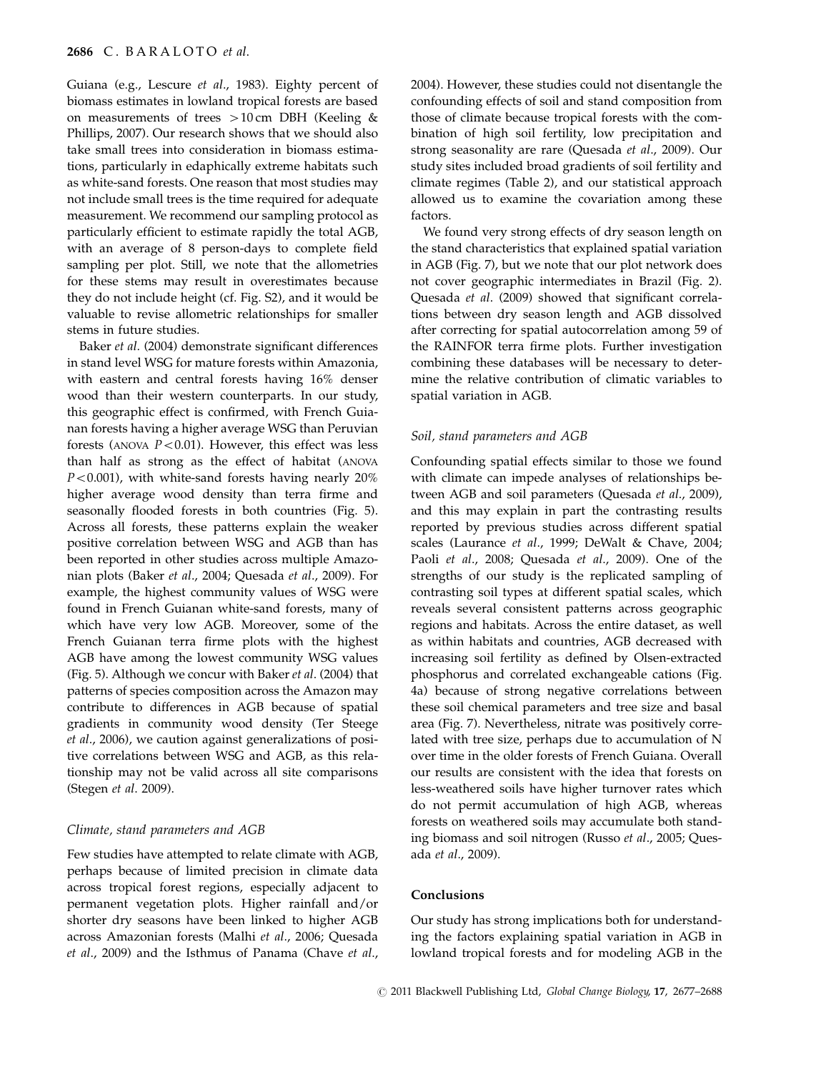Guiana (e.g., Lescure *et al*., 1983). Eighty percent of biomass estimates in lowland tropical forests are based on measurements of trees >10 cm DBH (Keeling & Phillips, 2007). Our research shows that we should also take small trees into consideration in biomass estimations, particularly in edaphically extreme habitats such as white-sand forests. One reason that most studies may not include small trees is the time required for adequate measurement. We recommend our sampling protocol as particularly efficient to estimate rapidly the total AGB, with an average of 8 person-days to complete field sampling per plot. Still, we note that the allometries for these stems may result in overestimates because they do not include height (cf. Fig. S2), and it would be valuable to revise allometric relationships for smaller stems in future studies.

Baker *et al*. (2004) demonstrate significant differences in stand level WSG for mature forests within Amazonia, with eastern and central forests having 16% denser wood than their western counterparts. In our study, this geographic effect is confirmed, with French Guianan forests having a higher average WSG than Peruvian forests (ANOVA $P < 0.01$). However, this effect was less than half as strong as the effect of habitat (ANOVA $P < 0.001$), with white-sand forests having nearly 20% higher average wood density than terra firme and seasonally flooded forests in both countries (Fig. 5). Across all forests, these patterns explain the weaker positive correlation between WSG and AGB than has been reported in other studies across multiple Amazonian plots (Baker *et al*., 2004; Quesada *et al*., 2009). For example, the highest community values of WSG were found in French Guianan white-sand forests, many of which have very low AGB. Moreover, some of the French Guianan terra firme plots with the highest AGB have among the lowest community WSG values (Fig. 5). Although we concur with Baker *et al*. (2004) that patterns of species composition across the Amazon may contribute to differences in AGB because of spatial gradients in community wood density (Ter Steege *et al*., 2006), we caution against generalizations of positive correlations between WSG and AGB, as this relationship may not be valid across all site comparisons (Stegen *et al*. 2009).

### *Climate, stand parameters and AGB*

Few studies have attempted to relate climate with AGB, perhaps because of limited precision in climate data across tropical forest regions, especially adjacent to permanent vegetation plots. Higher rainfall and/or shorter dry seasons have been linked to higher AGB across Amazonian forests (Malhi *et al*., 2006; Quesada *et al*., 2009) and the Isthmus of Panama (Chave *et al*., 2004). However, these studies could not disentangle the confounding effects of soil and stand composition from those of climate because tropical forests with the combination of high soil fertility, low precipitation and strong seasonality are rare (Quesada *et al*., 2009). Our study sites included broad gradients of soil fertility and climate regimes (Table 2), and our statistical approach allowed us to examine the covariation among these factors.

We found very strong effects of dry season length on the stand characteristics that explained spatial variation in AGB (Fig. 7), but we note that our plot network does not cover geographic intermediates in Brazil (Fig. 2). Quesada *et al*. (2009) showed that significant correlations between dry season length and AGB dissolved after correcting for spatial autocorrelation among 59 of the RAINFOR terra firme plots. Further investigation combining these databases will be necessary to determine the relative contribution of climatic variables to spatial variation in AGB.

### *Soil, stand parameters and AGB*

Confounding spatial effects similar to those we found with climate can impede analyses of relationships between AGB and soil parameters (Quesada *et al*., 2009), and this may explain in part the contrasting results reported by previous studies across different spatial scales (Laurance *et al*., 1999; DeWalt & Chave, 2004; Paoli *et al*., 2008; Quesada *et al*., 2009). One of the strengths of our study is the replicated sampling of contrasting soil types at different spatial scales, which reveals several consistent patterns across geographic regions and habitats. Across the entire dataset, as well as within habitats and countries, AGB decreased with increasing soil fertility as defined by Olsen-extracted phosphorus and correlated exchangeable cations (Fig. 4a) because of strong negative correlations between these soil chemical parameters and tree size and basal area (Fig. 7). Nevertheless, nitrate was positively correlated with tree size, perhaps due to accumulation of N over time in the older forests of French Guiana. Overall our results are consistent with the idea that forests on less-weathered soils have higher turnover rates which do not permit accumulation of high AGB, whereas forests on weathered soils may accumulate both standing biomass and soil nitrogen (Russo *et al*., 2005; Quesada *et al*., 2009).

## Conclusions

Our study has strong implications both for understanding the factors explaining spatial variation in AGB in lowland tropical forests and for modeling AGB in the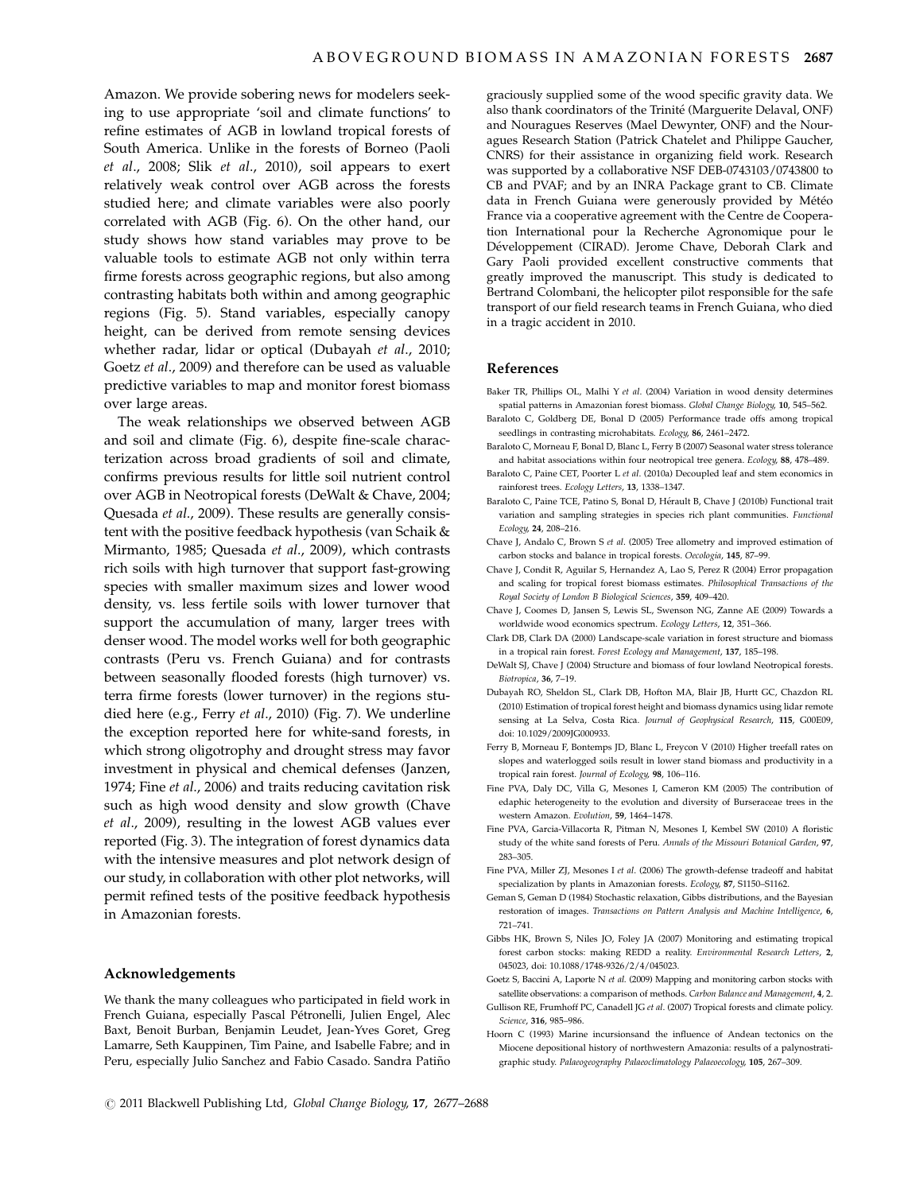Amazon. We provide sobering news for modelers seeking to use appropriate 'soil and climate functions' to refine estimates of AGB in lowland tropical forests of South America. Unlike in the forests of Borneo (Paoli *et al*., 2008; Slik *et al*., 2010), soil appears to exert relatively weak control over AGB across the forests studied here; and climate variables were also poorly correlated with AGB (Fig. 6). On the other hand, our study shows how stand variables may prove to be valuable tools to estimate AGB not only within terra firme forests across geographic regions, but also among contrasting habitats both within and among geographic regions (Fig. 5). Stand variables, especially canopy height, can be derived from remote sensing devices whether radar, lidar or optical (Dubayah *et al*., 2010; Goetz *et al*., 2009) and therefore can be used as valuable predictive variables to map and monitor forest biomass over large areas.

The weak relationships we observed between AGB and soil and climate (Fig. 6), despite fine-scale characterization across broad gradients of soil and climate, confirms previous results for little soil nutrient control over AGB in Neotropical forests (DeWalt & Chave, 2004; Quesada *et al*., 2009). These results are generally consistent with the positive feedback hypothesis (van Schaik & Mirmanto, 1985; Quesada *et al*., 2009), which contrasts rich soils with high turnover that support fast-growing species with smaller maximum sizes and lower wood density, vs. less fertile soils with lower turnover that support the accumulation of many, larger trees with denser wood. The model works well for both geographic contrasts (Peru vs. French Guiana) and for contrasts between seasonally flooded forests (high turnover) vs. terra firme forests (lower turnover) in the regions studied here (e.g., Ferry *et al*., 2010) (Fig. 7). We underline the exception reported here for white-sand forests, in which strong oligotrophy and drought stress may favor investment in physical and chemical defenses (Janzen, 1974; Fine *et al*., 2006) and traits reducing cavitation risk such as high wood density and slow growth (Chave *et al*., 2009), resulting in the lowest AGB values ever reported (Fig. 3). The integration of forest dynamics data with the intensive measures and plot network design of our study, in collaboration with other plot networks, will permit refined tests of the positive feedback hypothesis in Amazonian forests.

## Acknowledgements

We thank the many colleagues who participated in field work in French Guiana, especially Pascal Pétronelli, Julien Engel, Alec Baxt, Benoit Burban, Benjamin Leudet, Jean-Yves Goret, Greg Lamarre, Seth Kauppinen, Tim Paine, and Isabelle Fabre; and in Peru, especially Julio Sanchez and Fabio Casado. Sandra Patiño graciously supplied some of the wood specific gravity data. We also thank coordinators of the Trinité (Marguerite Delaval, ONF) and Nouragues Reserves (Mael Dewynter, ONF) and the Nouragues Research Station (Patrick Chatelet and Philippe Gaucher, CNRS) for their assistance in organizing field work. Research was supported by a collaborative NSF DEB-0743103/0743800 to CB and PVAF; and by an INRA Package grant to CB. Climate data in French Guiana were generously provided by Météo France via a cooperative agreement with the Centre de Cooperation International pour la Recherche Agronomique pour le Développement (CIRAD). Jerome Chave, Deborah Clark and Gary Paoli provided excellent constructive comments that greatly improved the manuscript. This study is dedicated to Bertrand Colombani, the helicopter pilot responsible for the safe transport of our field research teams in French Guiana, who died in a tragic accident in 2010.

## References

Baker TR, Phillips OL, Malhi Y *et al*. (2004) Variation in wood density determines spatial patterns in Amazonian forest biomass. *Global Change Biology*, **10**, 545–562.

Baraloto C, Goldberg DE, Bonal D (2005) Performance trade offs among tropical seedlings in contrasting microhabitats. *Ecology*, **86**, 2461–2472.

Baraloto C, Morneau F, Bonal D, Blanc L, Ferry B (2007) Seasonal water stress tolerance and habitat associations within four neotropical tree genera. *Ecology*, **88**, 478–489.

Baraloto C, Paine CET, Poorter L *et al*. (2010a) Decoupled leaf and stem economics in rainforest trees. *Ecology Letters*, **13**, 1338–1347.

Baraloto C, Paine TCE, Patino S, Bonal D, Hérault B, Chave J (2010b) Functional trait variation and sampling strategies in species rich plant communities. *Functional Ecology*, **24**, 208–216.

Chave J, Andalo C, Brown S *et al*. (2005) Tree allometry and improved estimation of carbon stocks and balance in tropical forests. *Oecologia*, **145**, 87–99.

Chave J, Condit R, Aguilar S, Hernandez A, Lao S, Perez R (2004) Error propagation and scaling for tropical forest biomass estimates. *Philosophical Transactions of the Royal Society of London B Biological Sciences*, **359**, 409–420.

Chave J, Coomes D, Jansen S, Lewis SL, Swenson NG, Zanne AE (2009) Towards a worldwide wood economics spectrum. *Ecology Letters*, **12**, 351–366.

Clark DB, Clark DA (2000) Landscape-scale variation in forest structure and biomass in a tropical rain forest. *Forest Ecology and Management*, **137**, 185–198.

DeWalt SJ, Chave J (2004) Structure and biomass of four lowland Neotropical forests. *Biotropica*, **36**, 7–19.

Dubayah RO, Sheldon SL, Clark DB, Hofton MA, Blair JB, Hurtt GC, Chazdon RL (2010) Estimation of tropical forest height and biomass dynamics using lidar remote sensing at La Selva, Costa Rica. *Journal of Geophysical Research*, **115**, G00E09, doi: 10.1029/2009JG000933.

Ferry B, Morneau F, Bontemps JD, Blanc L, Freycon V (2010) Higher treefall rates on slopes and waterlogged soils result in lower stand biomass and productivity in a tropical rain forest. *Journal of Ecology*, **98**, 106–116.

Fine PVA, Daly DC, Villa G, Mesones I, Cameron KM (2005) The contribution of edaphic heterogeneity to the evolution and diversity of Burseraceae trees in the western Amazon. *Evolution*, **59**, 1464–1478.

Fine PVA, Garcia-Villacorta R, Pitman N, Mesones I, Kembel SW (2010) A floristic study of the white sand forests of Peru. *Annals of the Missouri Botanical Garden*, **97**, 283–305.

Fine PVA, Miller ZJ, Mesones I *et al*. (2006) The growth-defense tradeoff and habitat specialization by plants in Amazonian forests. *Ecology*, **87**, S1150–S1162.

Geman S, Geman D (1984) Stochastic relaxation, Gibbs distributions, and the Bayesian restoration of images. *Transactions on Pattern Analysis and Machine Intelligence*, **6**, 721–741.

Gibbs HK, Brown S, Niles JO, Foley JA (2007) Monitoring and estimating tropical forest carbon stocks: making REDD a reality. *Environmental Research Letters*, **2**, 045023, doi: 10.1088/1748-9326/2/4/045023.

Goetz S, Baccini A, Laporte N *et al*. (2009) Mapping and monitoring carbon stocks with satellite observations: a comparison of methods. *Carbon Balance and Management*, **4**, 2.

Gullison RE, Frumhoff PC, Canadell JG *et al*. (2007) Tropical forests and climate policy. *Science*, **316**, 985–986.

Hoorn C (1993) Marine incursionsand the influence of Andean tectonics on the Miocene depositional history of northwestern Amazonia: results of a palynostratigraphic study. *Palaeogeography Palaeoclimatology Palaeoecology*, **105**, 267–309.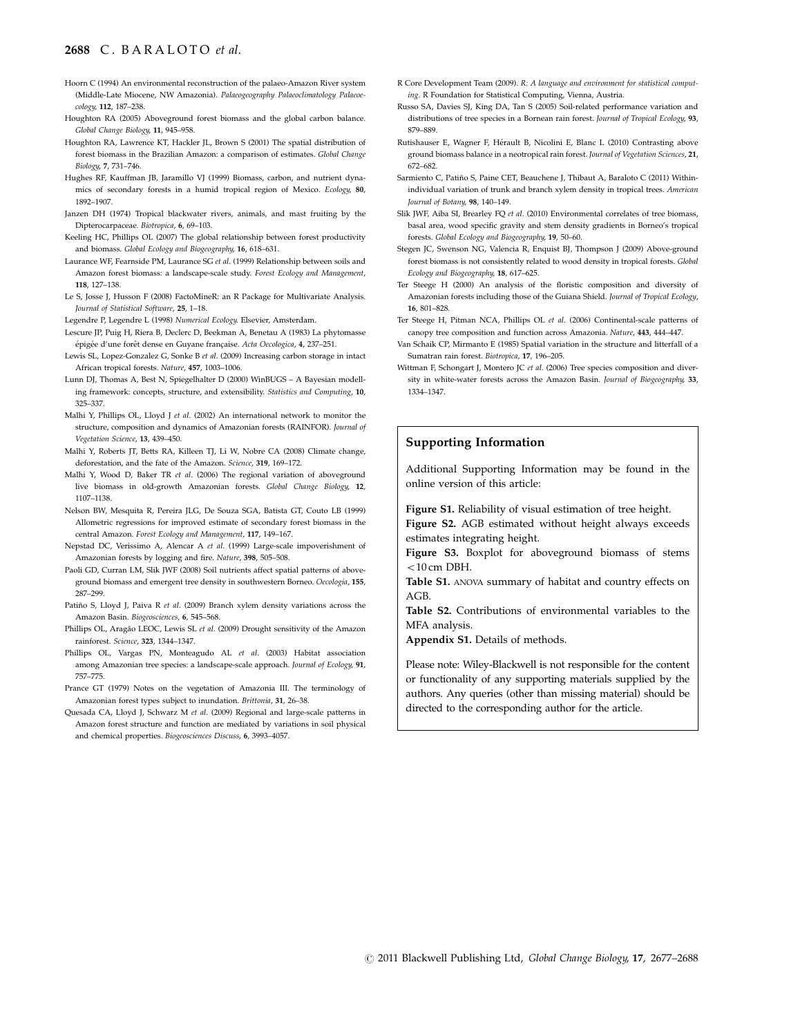Hoorn C (1994) An environmental reconstruction of the palaeo-Amazon River system (Middle-Late Miocene, NW Amazonia). *Palaeogeography Palaeoclimatology Palaeoecology*, **112**, 187–238.

Houghton RA (2005) Aboveground forest biomass and the global carbon balance. *Global Change Biology*, **11**, 945–958.

Houghton RA, Lawrence KT, Hackler JL, Brown S (2001) The spatial distribution of forest biomass in the Brazilian Amazon: a comparison of estimates. *Global Change Biology*, **7**, 731–746.

Hughes RF, Kauffman JB, Jaramillo VJ (1999) Biomass, carbon, and nutrient dynamics of secondary forests in a humid tropical region of Mexico. *Ecology*, **80**, 1892–1907.

Janzen DH (1974) Tropical blackwater rivers, animals, and mast fruiting by the Dipterocarpaceae. *Biotropica*, **6**, 69–103.

Keeling HC, Phillips OL (2007) The global relationship between forest productivity and biomass. *Global Ecology and Biogeography*, **16**, 618–631.

Laurance WF, Fearnside PM, Laurance SG *et al*. (1999) Relationship between soils and Amazon forest biomass: a landscape-scale study. *Forest Ecology and Management*, **118**, 127–138.

Le S, Josse J, Husson F (2008) FactoMineR: an R Package for Multivariate Analysis. *Journal of Statistical Software*, **25**, 1–18.

Legendre P, Legendre L (1998) *Numerical Ecology*. Elsevier, Amsterdam.

Lescure JP, Puig H, Riera B, Declerc D, Beekman A, Benetau A (1983) La phytomasse épigée d'une forêt dense en Guyane française. *Acta Oecologica*, **4**, 237–251.

Lewis SL, Lopez-Gonzalez G, Sonke B *et al*. (2009) Increasing carbon storage in intact African tropical forests. *Nature*, **457**, 1003–1006.

Lunn DJ, Thomas A, Best N, Spiegelhalter D (2000) WinBUGS – A Bayesian modelling framework: concepts, structure, and extensibility. *Statistics and Computing*, **10**, 325–337.

Malhi Y, Phillips OL, Lloyd J *et al*. (2002) An international network to monitor the structure, composition and dynamics of Amazonian forests (RAINFOR). *Journal of Vegetation Science*, **13**, 439–450.

Malhi Y, Roberts JT, Betts RA, Killeen TJ, Li W, Nobre CA (2008) Climate change, deforestation, and the fate of the Amazon. *Science*, **319**, 169–172.

Malhi Y, Wood D, Baker TR *et al*. (2006) The regional variation of aboveground live biomass in old-growth Amazonian forests. *Global Change Biology*, **12**, 1107–1138.

Nelson BW, Mesquita R, Pereira JLG, De Souza SGA, Batista GT, Couto LB (1999) Allometric regressions for improved estimate of secondary forest biomass in the central Amazon. *Forest Ecology and Management*, **117**, 149–167.

Nepstad DC, Verissimo A, Alencar A *et al*. (1999) Large-scale impoverishment of Amazonian forests by logging and fire. *Nature*, **398**, 505–508.

Paoli GD, Curran LM, Slik JWF (2008) Soil nutrients affect spatial patterns of aboveground biomass and emergent tree density in southwestern Borneo. *Oecologia*, **155**, 287–299.

Patiño S, Lloyd J, Paiva R *et al*. (2009) Branch xylem density variations across the Amazon Basin. *Biogeosciences*, **6**, 545–568.

Phillips OL, Aragão LEOC, Lewis SL *et al*. (2009) Drought sensitivity of the Amazon rainforest. *Science*, **323**, 1344–1347.

Phillips OL, Vargas PN, Monteagudo AL *et al*. (2003) Habitat association among Amazonian tree species: a landscape-scale approach. *Journal of Ecology*, **91**, 757–775.

Prance GT (1979) Notes on the vegetation of Amazonia III. The terminology of Amazonian forest types subject to inundation. *Brittonia*, **31**, 26–38.

Quesada CA, Lloyd J, Schwarz M *et al*. (2009) Regional and large-scale patterns in Amazon forest structure and function are mediated by variations in soil physical and chemical properties. *Biogeosciences Discuss*, **6**, 3993–4057.

R Core Development Team (2009). *R: A language and environment for statistical computing*. R Foundation for Statistical Computing, Vienna, Austria.

Russo SA, Davies SJ, King DA, Tan S (2005) Soil-related performance variation and distributions of tree species in a Bornean rain forest. *Journal of Tropical Ecology*, **93**, 879–889.

Rutishauser E, Wagner F, Hérault B, Nicolini E, Blanc L (2010) Contrasting above ground biomass balance in a neotropical rain forest. *Journal of Vegetation Sciences*, **21**, 672–682.

Sarmiento C, Patiño S, Paine CET, Beauchene J, Thibaut A, Baraloto C (2011) Within-individual variation of trunk and branch xylem density in tropical trees. *American Journal of Botany*, **98**, 140–149.

Slik JWF, Aiba SI, Brearley FQ *et al*. (2010) Environmental correlates of tree biomass, basal area, wood specific gravity and stem density gradients in Borneo's tropical forests. *Global Ecology and Biogeography*, **19**, 50–60.

Stegen JC, Swenson NG, Valencia R, Enquist BJ, Thompson J (2009) Above-ground forest biomass is not consistently related to wood density in tropical forests. *Global Ecology and Biogeography*, **18**, 617–625.

Ter Steege H (2000) An analysis of the floristic composition and diversity of Amazonian forests including those of the Guiana Shield. *Journal of Tropical Ecology*, **16**, 801–828.

Ter Steege H, Pitman NCA, Phillips OL *et al*. (2006) Continental-scale patterns of canopy tree composition and function across Amazonia. *Nature*, **443**, 444–447.

Van Schaik CP, Mirmanto E (1985) Spatial variation in the structure and litterfall of a Sumatran rain forest. *Biotropica*, **17**, 196–205.

Wittman F, Schongart J, Montero JC *et al*. (2006) Tree species composition and diversity in white-water forests across the Amazon Basin. *Journal of Biogeography*, **33**, 1334–1347.

## Supporting Information

Additional Supporting Information may be found in the online version of this article:

**Figure S1.** Reliability of visual estimation of tree height.

**Figure S2.** AGB estimated without height always exceeds estimates integrating height.

**Figure S3.** Boxplot for aboveground biomass of stems <10 cm DBH.

**Table S1.** ANOVA summary of habitat and country effects on AGB.

**Table S2.** Contributions of environmental variables to the MFA analysis.

**Appendix S1.** Details of methods.

Please note: Wiley-Blackwell is not responsible for the content or functionality of any supporting materials supplied by the authors. Any queries (other than missing material) should be directed to the corresponding author for the article.